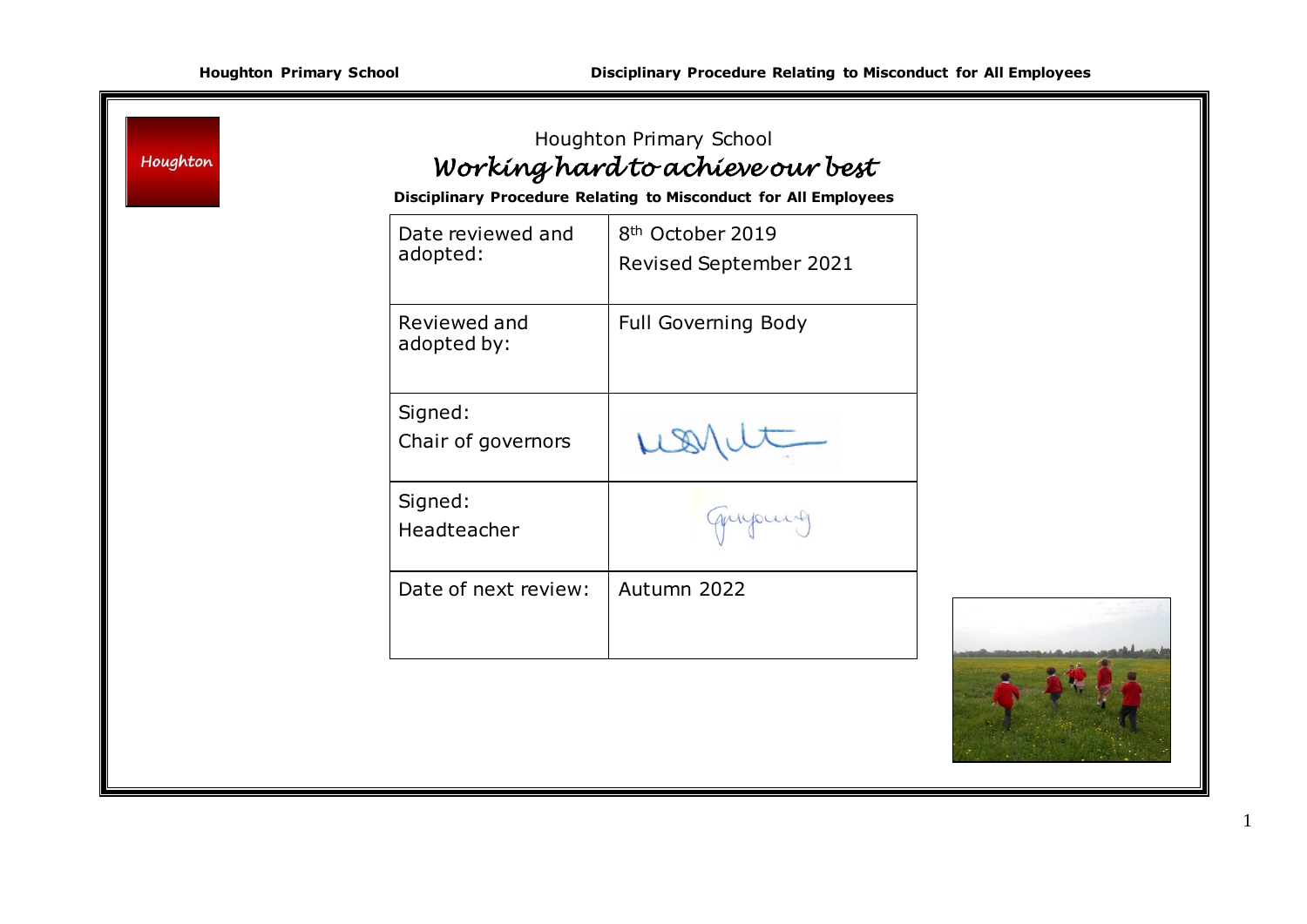Houghton Primary School

*Working hard to achieve our best*

**Disciplinary Procedure Relating to Misconduct for All Employees**

| | |
|---|---|
| Date reviewed and adopted: | 8th October 2019<br>Revised September 2021 |
| Reviewed and adopted by: | Full Governing Body |
| Signed:<br>Chair of governors | |
| Signed:<br>Headteacher | |
| Date of next review: | Autumn 2022 |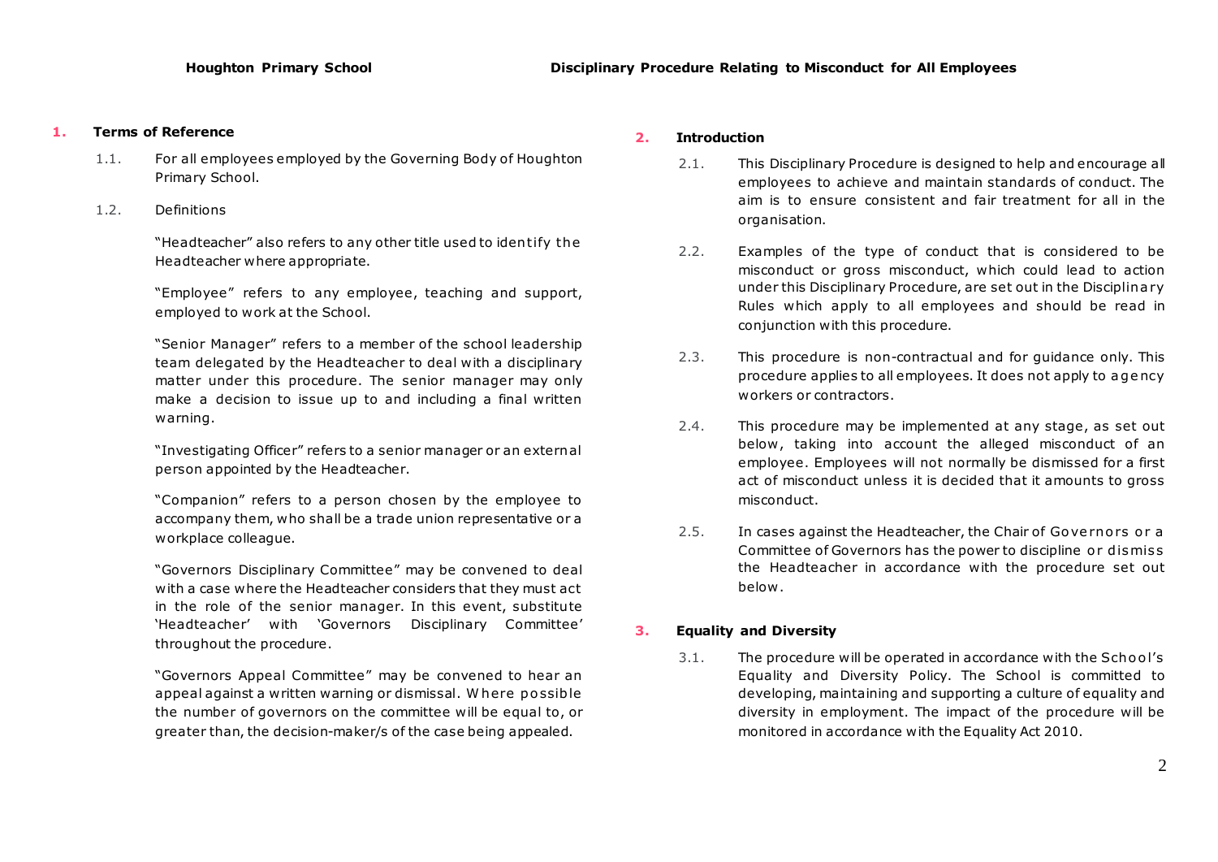## 1. Terms of Reference

1.1. For all employees employed by the Governing Body of Houghton Primary School.

1.2. Definitions

"Headteacher" also refers to any other title used to identify the Headteacher where appropriate.

"Employee" refers to any employee, teaching and support, employed to work at the School.

"Senior Manager" refers to a member of the school leadership team delegated by the Headteacher to deal with a disciplinary matter under this procedure. The senior manager may only make a decision to issue up to and including a final written warning.

"Investigating Officer" refers to a senior manager or an external person appointed by the Headteacher.

"Companion" refers to a person chosen by the employee to accompany them, who shall be a trade union representative or a workplace colleague.

"Governors Disciplinary Committee" may be convened to deal with a case where the Headteacher considers that they must act in the role of the senior manager. In this event, substitute 'Headteacher' with 'Governors Disciplinary Committee' throughout the procedure.

"Governors Appeal Committee" may be convened to hear an appeal against a written warning or dismissal. Where possible the number of governors on the committee will be equal to, or greater than, the decision-maker/s of the case being appealed.

## 2. Introduction

2.1. This Disciplinary Procedure is designed to help and encourage all employees to achieve and maintain standards of conduct. The aim is to ensure consistent and fair treatment for all in the organisation.

2.2. Examples of the type of conduct that is considered to be misconduct or gross misconduct, which could lead to action under this Disciplinary Procedure, are set out in the Disciplinary Rules which apply to all employees and should be read in conjunction with this procedure.

2.3. This procedure is non-contractual and for guidance only. This procedure applies to all employees. It does not apply to agency workers or contractors.

2.4. This procedure may be implemented at any stage, as set out below, taking into account the alleged misconduct of an employee. Employees will not normally be dismissed for a first act of misconduct unless it is decided that it amounts to gross misconduct.

2.5. In cases against the Headteacher, the Chair of Governors or a Committee of Governors has the power to discipline or dismiss the Headteacher in accordance with the procedure set out below.

## 3. Equality and Diversity

3.1. The procedure will be operated in accordance with the School's Equality and Diversity Policy. The School is committed to developing, maintaining and supporting a culture of equality and diversity in employment. The impact of the procedure will be monitored in accordance with the Equality Act 2010.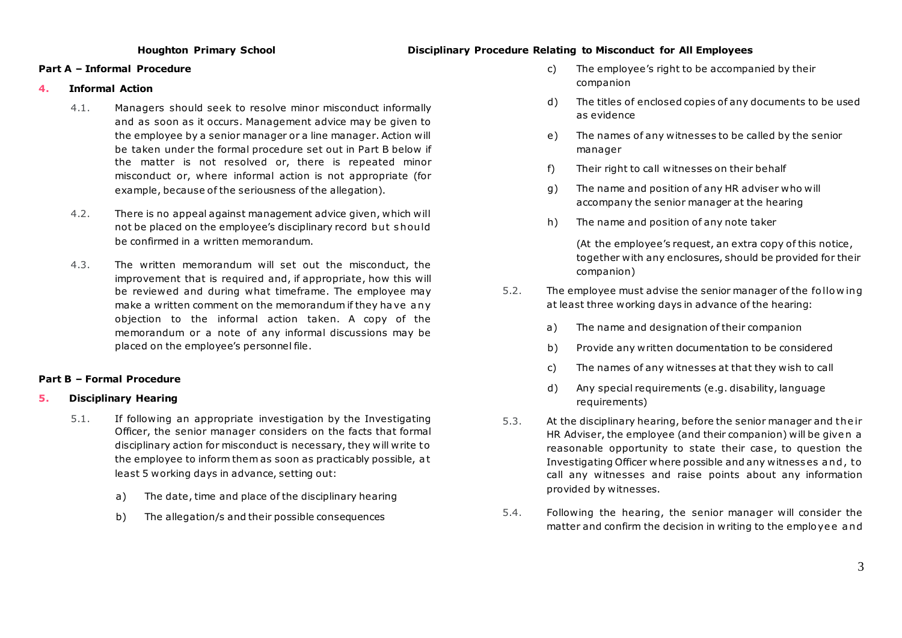## Part A – Informal Procedure

### 4. Informal Action

4.1. Managers should seek to resolve minor misconduct informally and as soon as it occurs. Management advice may be given to the employee by a senior manager or a line manager. Action will be taken under the formal procedure set out in Part B below if the matter is not resolved or, there is repeated minor misconduct or, where informal action is not appropriate (for example, because of the seriousness of the allegation).

4.2. There is no appeal against management advice given, which will not be placed on the employee's disciplinary record but should be confirmed in a written memorandum.

4.3. The written memorandum will set out the misconduct, the improvement that is required and, if appropriate, how this will be reviewed and during what timeframe. The employee may make a written comment on the memorandum if they have any objection to the informal action taken. A copy of the memorandum or a note of any informal discussions may be placed on the employee's personnel file.

## Part B – Formal Procedure

### 5. Disciplinary Hearing

5.1. If following an appropriate investigation by the Investigating Officer, the senior manager considers on the facts that formal disciplinary action for misconduct is necessary, they will write to the employee to inform them as soon as practicably possible, at least 5 working days in advance, setting out:

a) The date, time and place of the disciplinary hearing

b) The allegation/s and their possible consequences

c) The employee's right to be accompanied by their companion

d) The titles of enclosed copies of any documents to be used as evidence

e) The names of any witnesses to be called by the senior manager

f) Their right to call witnesses on their behalf

g) The name and position of any HR adviser who will accompany the senior manager at the hearing

h) The name and position of any note taker

(At the employee's request, an extra copy of this notice, together with any enclosures, should be provided for their companion)

5.2. The employee must advise the senior manager of the following at least three working days in advance of the hearing:

a) The name and designation of their companion

b) Provide any written documentation to be considered

c) The names of any witnesses at that they wish to call

d) Any special requirements (e.g. disability, language requirements)

5.3. At the disciplinary hearing, before the senior manager and their HR Adviser, the employee (and their companion) will be given a reasonable opportunity to state their case, to question the Investigating Officer where possible and any witnesses and, to call any witnesses and raise points about any information provided by witnesses.

5.4. Following the hearing, the senior manager will consider the matter and confirm the decision in writing to the employee and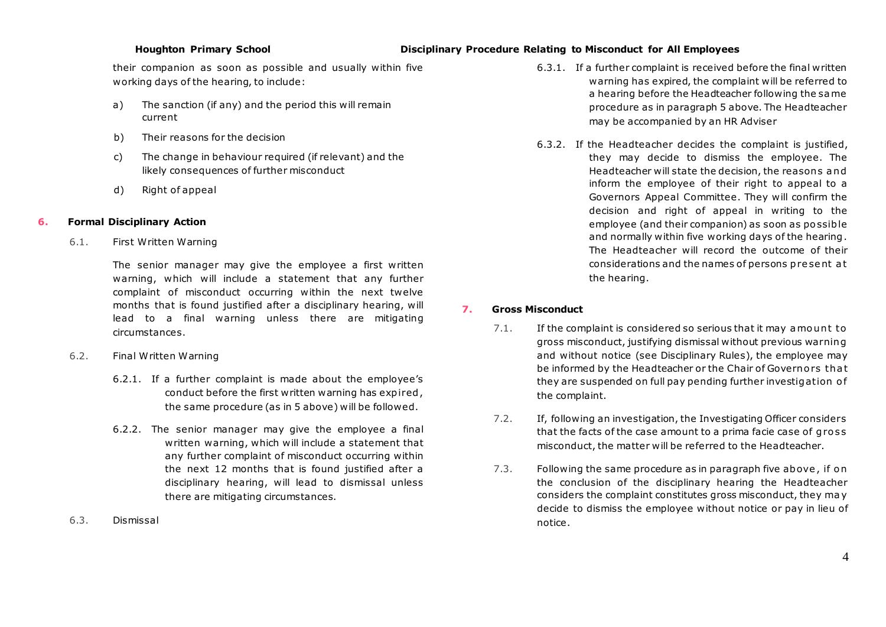their companion as soon as possible and usually within five working days of the hearing, to include:

a) The sanction (if any) and the period this will remain current

b) Their reasons for the decision

c) The change in behaviour required (if relevant) and the likely consequences of further misconduct

d) Right of appeal

## 6. Formal Disciplinary Action

6.1. First Written Warning

The senior manager may give the employee a first written warning, which will include a statement that any further complaint of misconduct occurring within the next twelve months that is found justified after a disciplinary hearing, will lead to a final warning unless there are mitigating circumstances.

6.2. Final Written Warning

6.2.1. If a further complaint is made about the employee's conduct before the first written warning has expired, the same procedure (as in 5 above) will be followed.

6.2.2. The senior manager may give the employee a final written warning, which will include a statement that any further complaint of misconduct occurring within the next 12 months that is found justified after a disciplinary hearing, will lead to dismissal unless there are mitigating circumstances.

6.3. Dismissal

6.3.1. If a further complaint is received before the final written warning has expired, the complaint will be referred to a hearing before the Headteacher following the same procedure as in paragraph 5 above. The Headteacher may be accompanied by an HR Adviser

6.3.2. If the Headteacher decides the complaint is justified, they may decide to dismiss the employee. The Headteacher will state the decision, the reasons and inform the employee of their right to appeal to a Governors Appeal Committee. They will confirm the decision and right of appeal in writing to the employee (and their companion) as soon as possible and normally within five working days of the hearing. The Headteacher will record the outcome of their considerations and the names of persons present at the hearing.

## 7. Gross Misconduct

7.1. If the complaint is considered so serious that it may amount to gross misconduct, justifying dismissal without previous warning and without notice (see Disciplinary Rules), the employee may be informed by the Headteacher or the Chair of Governors that they are suspended on full pay pending further investigation of the complaint.

7.2. If, following an investigation, the Investigating Officer considers that the facts of the case amount to a prima facie case of gross misconduct, the matter will be referred to the Headteacher.

7.3. Following the same procedure as in paragraph five above, if on the conclusion of the disciplinary hearing the Headteacher considers the complaint constitutes gross misconduct, they may decide to dismiss the employee without notice or pay in lieu of notice.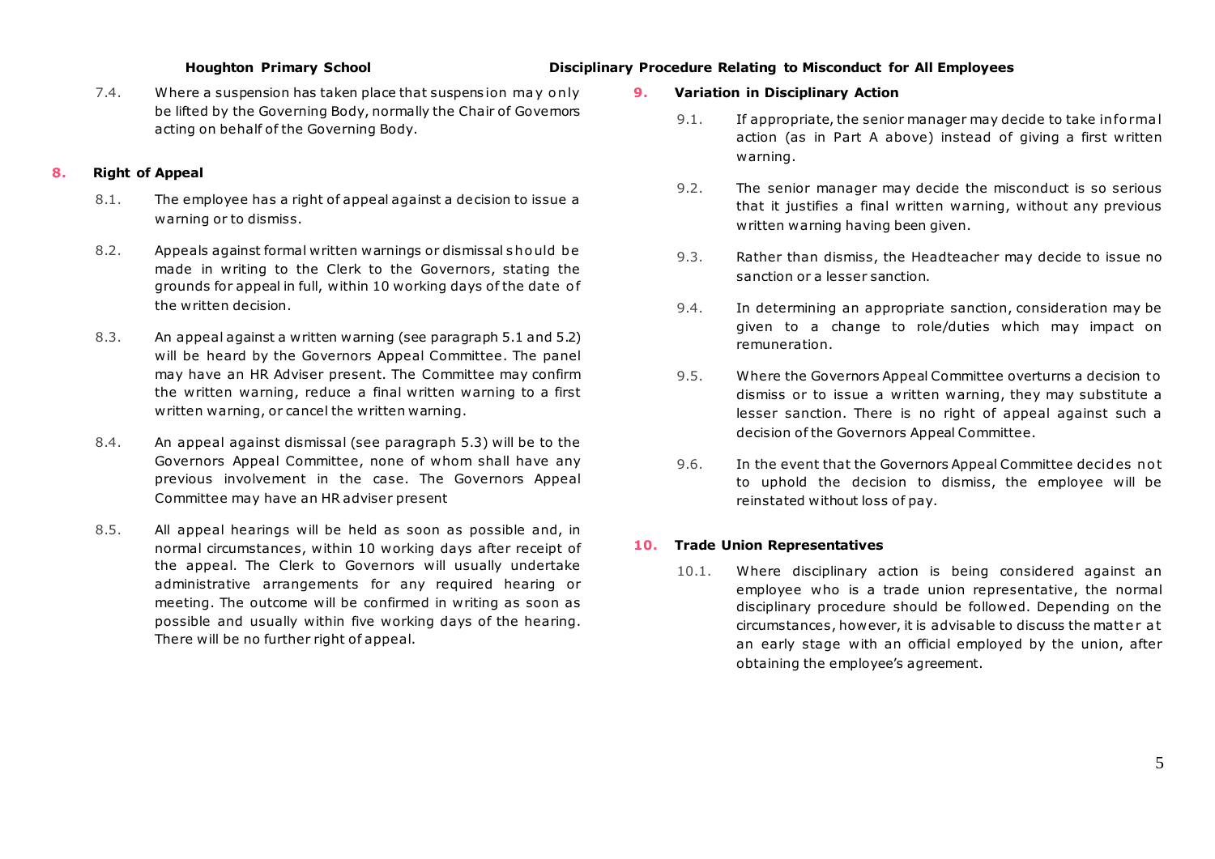7.4. Where a suspension has taken place that suspension may only be lifted by the Governing Body, normally the Chair of Governors acting on behalf of the Governing Body.

## 8. Right of Appeal

8.1. The employee has a right of appeal against a decision to issue a warning or to dismiss.

8.2. Appeals against formal written warnings or dismissal should be made in writing to the Clerk to the Governors, stating the grounds for appeal in full, within 10 working days of the date of the written decision.

8.3. An appeal against a written warning (see paragraph 5.1 and 5.2) will be heard by the Governors Appeal Committee. The panel may have an HR Adviser present. The Committee may confirm the written warning, reduce a final written warning to a first written warning, or cancel the written warning.

8.4. An appeal against dismissal (see paragraph 5.3) will be to the Governors Appeal Committee, none of whom shall have any previous involvement in the case. The Governors Appeal Committee may have an HR adviser present

8.5. All appeal hearings will be held as soon as possible and, in normal circumstances, within 10 working days after receipt of the appeal. The Clerk to Governors will usually undertake administrative arrangements for any required hearing or meeting. The outcome will be confirmed in writing as soon as possible and usually within five working days of the hearing. There will be no further right of appeal.

## 9. Variation in Disciplinary Action

9.1. If appropriate, the senior manager may decide to take informal action (as in Part A above) instead of giving a first written warning.

9.2. The senior manager may decide the misconduct is so serious that it justifies a final written warning, without any previous written warning having been given.

9.3. Rather than dismiss, the Headteacher may decide to issue no sanction or a lesser sanction.

9.4. In determining an appropriate sanction, consideration may be given to a change to role/duties which may impact on remuneration.

9.5. Where the Governors Appeal Committee overturns a decision to dismiss or to issue a written warning, they may substitute a lesser sanction. There is no right of appeal against such a decision of the Governors Appeal Committee.

9.6. In the event that the Governors Appeal Committee decides not to uphold the decision to dismiss, the employee will be reinstated without loss of pay.

## 10. Trade Union Representatives

10.1. Where disciplinary action is being considered against an employee who is a trade union representative, the normal disciplinary procedure should be followed. Depending on the circumstances, however, it is advisable to discuss the matter at an early stage with an official employed by the union, after obtaining the employee's agreement.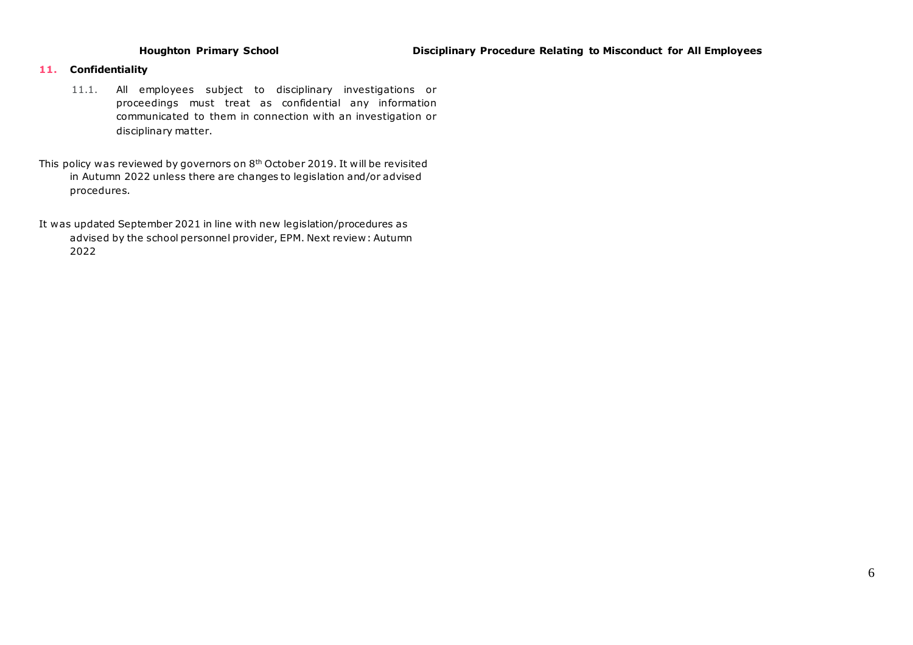## 11. Confidentiality

11.1. All employees subject to disciplinary investigations or proceedings must treat as confidential any information communicated to them in connection with an investigation or disciplinary matter.

This policy was reviewed by governors on 8th October 2019. It will be revisited in Autumn 2022 unless there are changes to legislation and/or advised procedures.

It was updated September 2021 in line with new legislation/procedures as advised by the school personnel provider, EPM. Next review: Autumn 2022